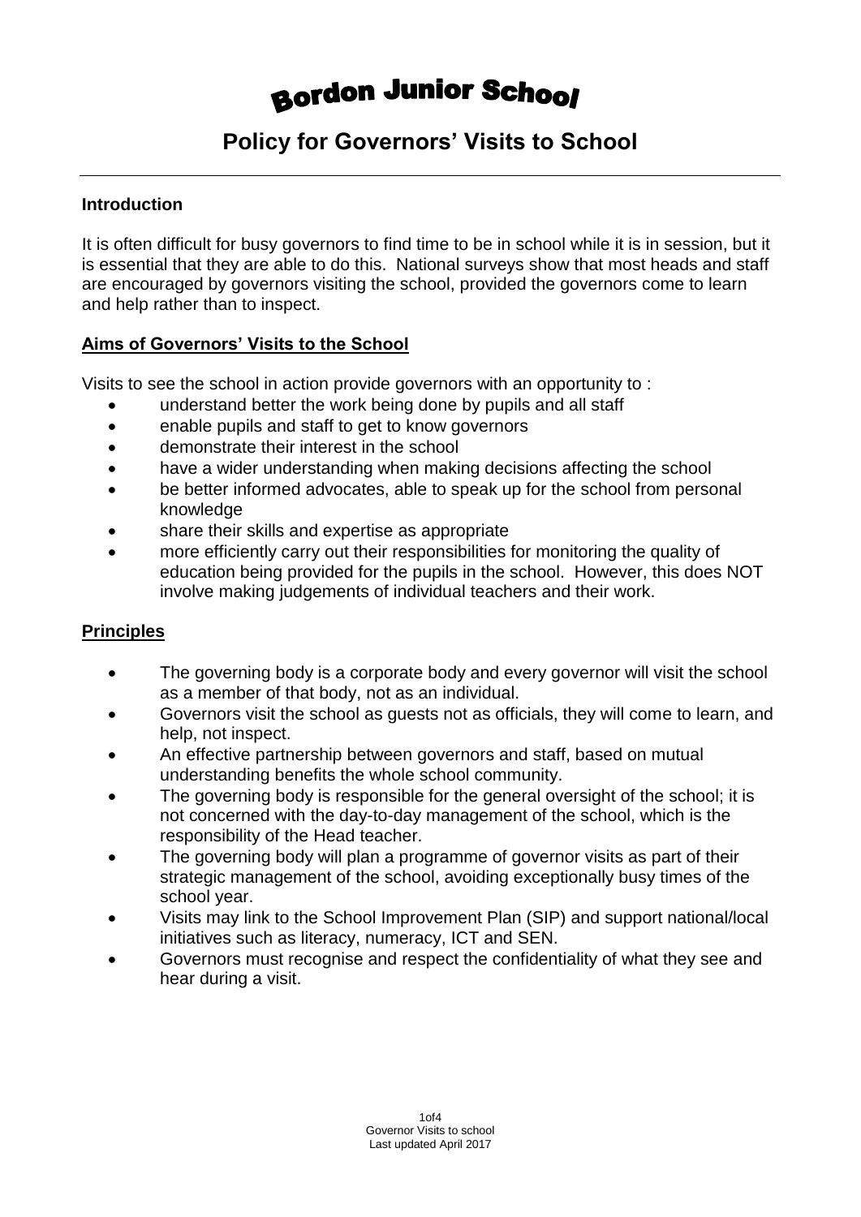# Bordon Junior School

## Policy for Governors' Visits to School

---

### Introduction

It is often difficult for busy governors to find time to be in school while it is in session, but it is essential that they are able to do this. National surveys show that most heads and staff are encouraged by governors visiting the school, provided the governors come to learn and help rather than to inspect.

### Aims of Governors' Visits to the School

Visits to see the school in action provide governors with an opportunity to :

- understand better the work being done by pupils and all staff
- enable pupils and staff to get to know governors
- demonstrate their interest in the school
- have a wider understanding when making decisions affecting the school
- be better informed advocates, able to speak up for the school from personal knowledge
- share their skills and expertise as appropriate
- more efficiently carry out their responsibilities for monitoring the quality of education being provided for the pupils in the school. However, this does NOT involve making judgements of individual teachers and their work.

### Principles

- The governing body is a corporate body and every governor will visit the school as a member of that body, not as an individual.
- Governors visit the school as guests not as officials, they will come to learn, and help, not inspect.
- An effective partnership between governors and staff, based on mutual understanding benefits the whole school community.
- The governing body is responsible for the general oversight of the school; it is not concerned with the day-to-day management of the school, which is the responsibility of the Head teacher.
- The governing body will plan a programme of governor visits as part of their strategic management of the school, avoiding exceptionally busy times of the school year.
- Visits may link to the School Improvement Plan (SIP) and support national/local initiatives such as literacy, numeracy, ICT and SEN.
- Governors must recognise and respect the confidentiality of what they see and hear during a visit.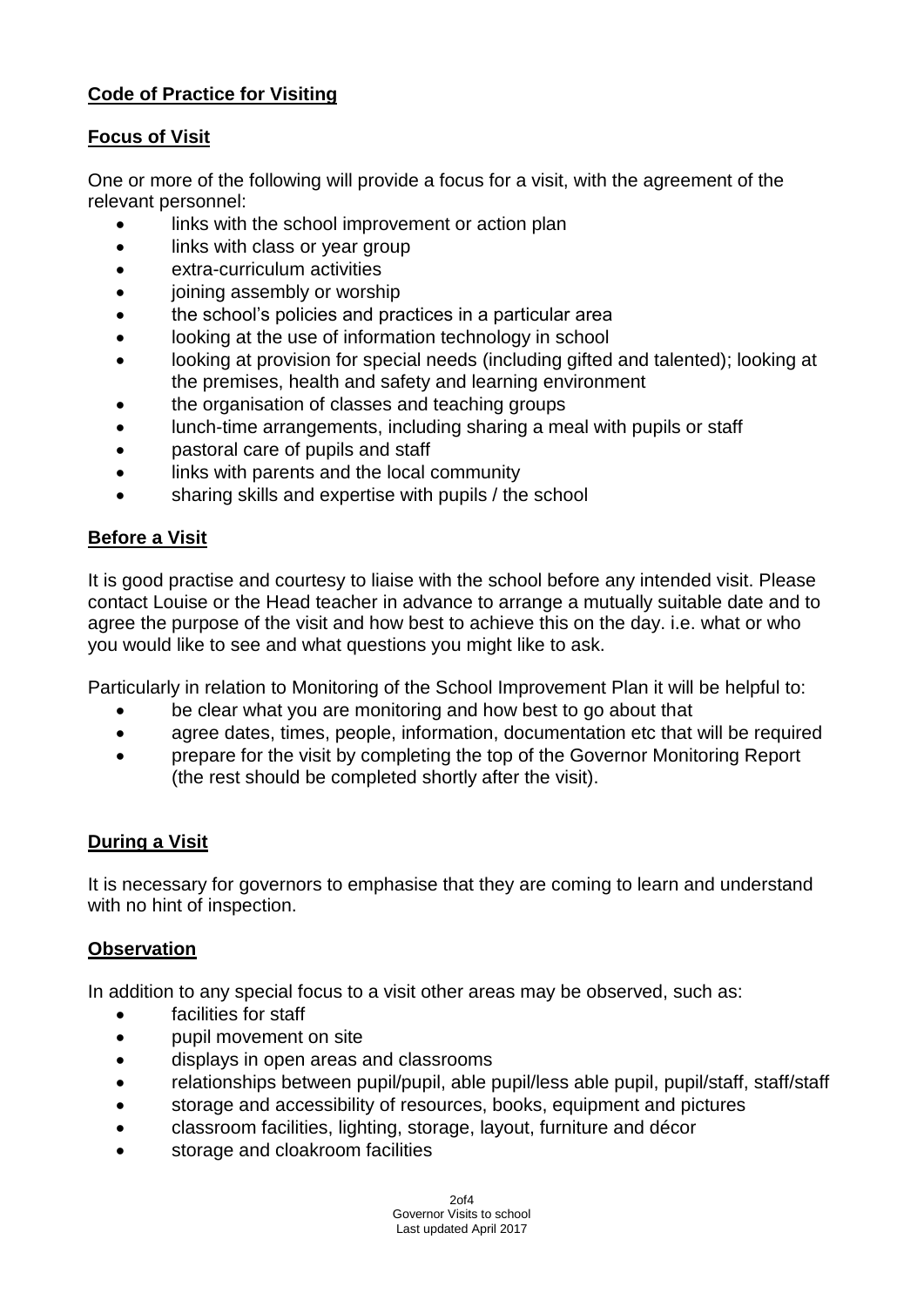## **Code of Practice for Visiting**

### **Focus of Visit**

One or more of the following will provide a focus for a visit, with the agreement of the relevant personnel:

- links with the school improvement or action plan
- links with class or year group
- extra-curriculum activities
- joining assembly or worship
- the school's policies and practices in a particular area
- looking at the use of information technology in school
- looking at provision for special needs (including gifted and talented); looking at the premises, health and safety and learning environment
- the organisation of classes and teaching groups
- lunch-time arrangements, including sharing a meal with pupils or staff
- pastoral care of pupils and staff
- links with parents and the local community
- sharing skills and expertise with pupils / the school

### **Before a Visit**

It is good practise and courtesy to liaise with the school before any intended visit. Please contact Louise or the Head teacher in advance to arrange a mutually suitable date and to agree the purpose of the visit and how best to achieve this on the day. i.e. what or who you would like to see and what questions you might like to ask.

Particularly in relation to Monitoring of the School Improvement Plan it will be helpful to:

- be clear what you are monitoring and how best to go about that
- agree dates, times, people, information, documentation etc that will be required
- prepare for the visit by completing the top of the Governor Monitoring Report (the rest should be completed shortly after the visit).

### **During a Visit**

It is necessary for governors to emphasise that they are coming to learn and understand with no hint of inspection.

### **Observation**

In addition to any special focus to a visit other areas may be observed, such as:

- facilities for staff
- pupil movement on site
- displays in open areas and classrooms
- relationships between pupil/pupil, able pupil/less able pupil, pupil/staff, staff/staff
- storage and accessibility of resources, books, equipment and pictures
- classroom facilities, lighting, storage, layout, furniture and décor
- storage and cloakroom facilities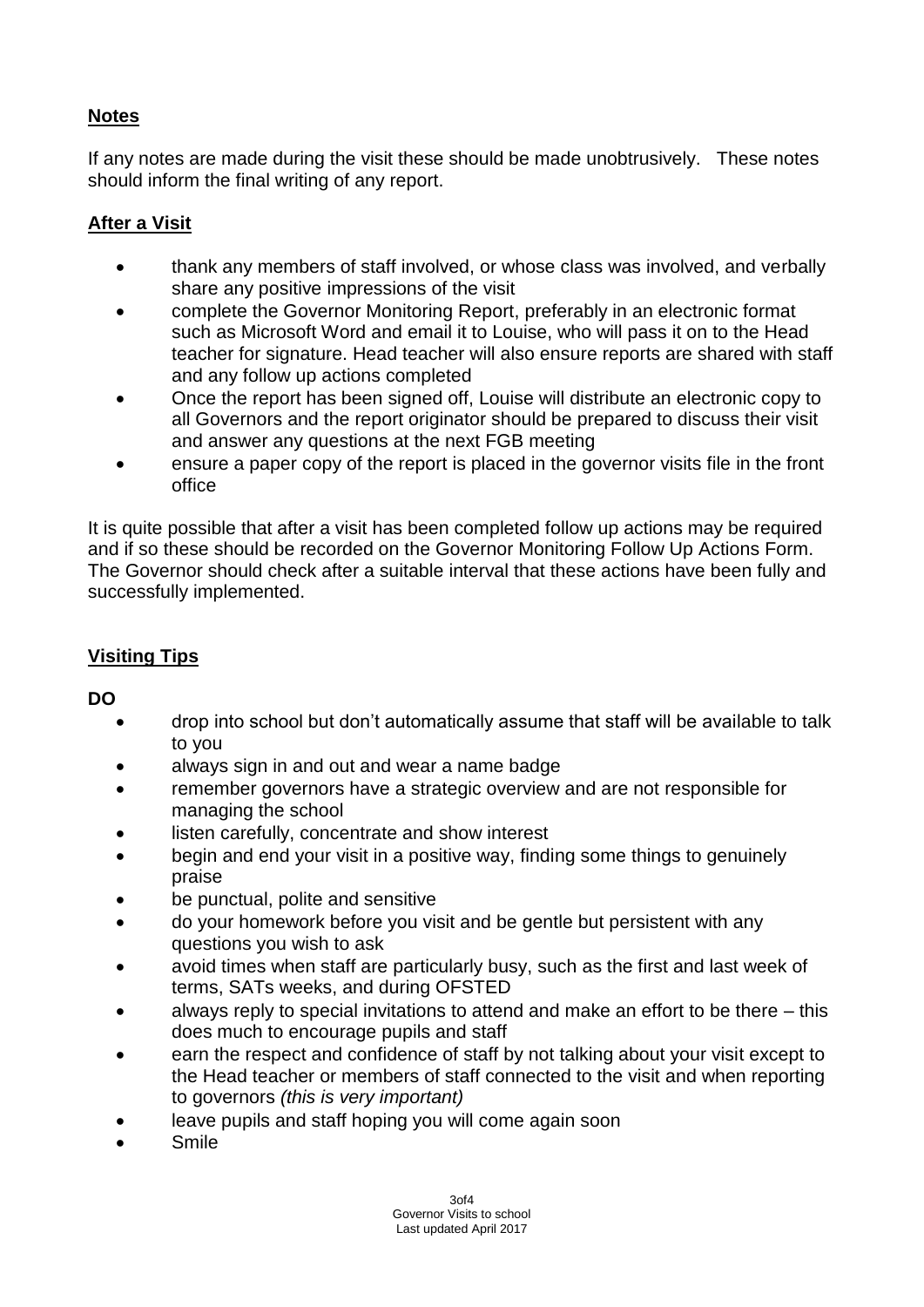## **Notes**

If any notes are made during the visit these should be made unobtrusively. These notes should inform the final writing of any report.

## **After a Visit**

- thank any members of staff involved, or whose class was involved, and verbally share any positive impressions of the visit
- complete the Governor Monitoring Report, preferably in an electronic format such as Microsoft Word and email it to Louise, who will pass it on to the Head teacher for signature. Head teacher will also ensure reports are shared with staff and any follow up actions completed
- Once the report has been signed off, Louise will distribute an electronic copy to all Governors and the report originator should be prepared to discuss their visit and answer any questions at the next FGB meeting
- ensure a paper copy of the report is placed in the governor visits file in the front office

It is quite possible that after a visit has been completed follow up actions may be required and if so these should be recorded on the Governor Monitoring Follow Up Actions Form. The Governor should check after a suitable interval that these actions have been fully and successfully implemented.

## **Visiting Tips**

**DO**

- drop into school but don't automatically assume that staff will be available to talk to you
- always sign in and out and wear a name badge
- remember governors have a strategic overview and are not responsible for managing the school
- listen carefully, concentrate and show interest
- begin and end your visit in a positive way, finding some things to genuinely praise
- be punctual, polite and sensitive
- do your homework before you visit and be gentle but persistent with any questions you wish to ask
- avoid times when staff are particularly busy, such as the first and last week of terms, SATs weeks, and during OFSTED
- always reply to special invitations to attend and make an effort to be there – this does much to encourage pupils and staff
- earn the respect and confidence of staff by not talking about your visit except to the Head teacher or members of staff connected to the visit and when reporting to governors *(this is very important)*
- leave pupils and staff hoping you will come again soon
- Smile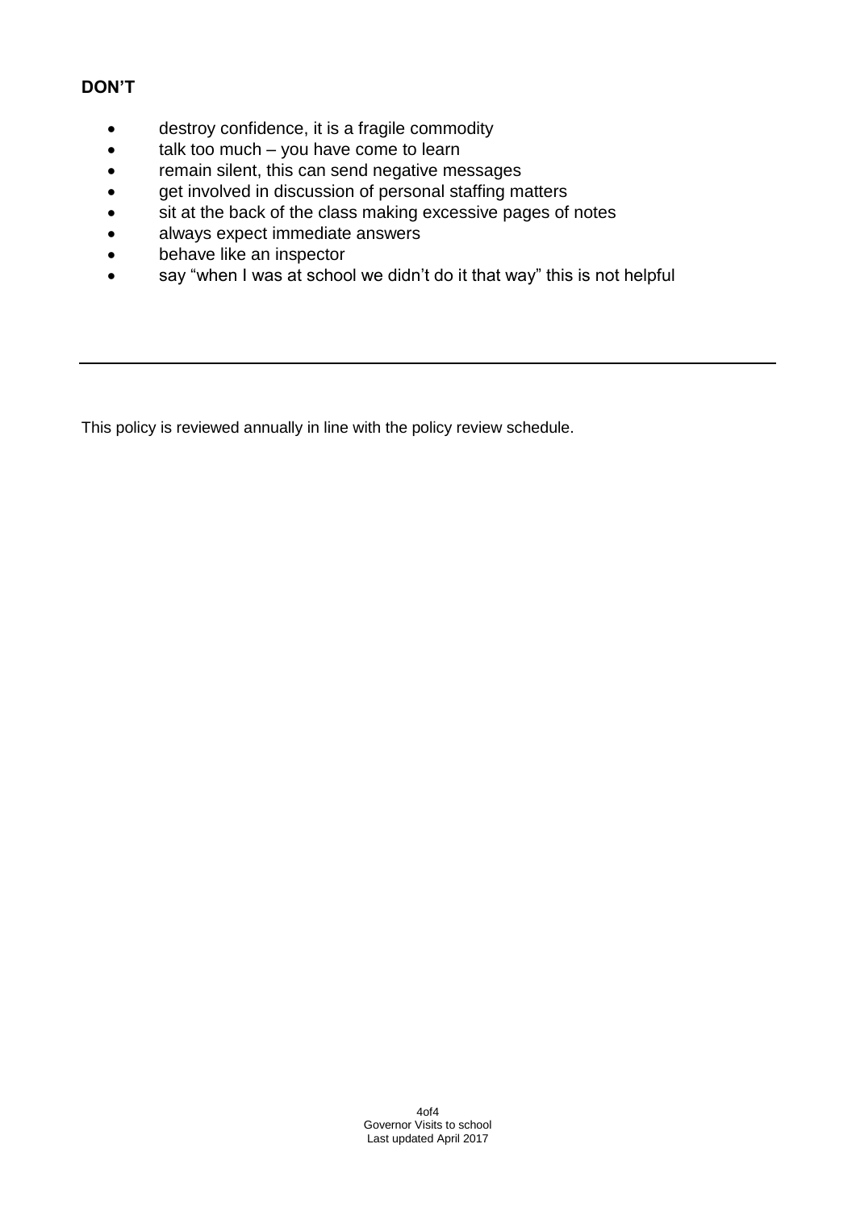**DON'T**

- destroy confidence, it is a fragile commodity
- talk too much – you have come to learn
- remain silent, this can send negative messages
- get involved in discussion of personal staffing matters
- sit at the back of the class making excessive pages of notes
- always expect immediate answers
- behave like an inspector
- say "when I was at school we didn't do it that way" this is not helpful

---

This policy is reviewed annually in line with the policy review schedule.